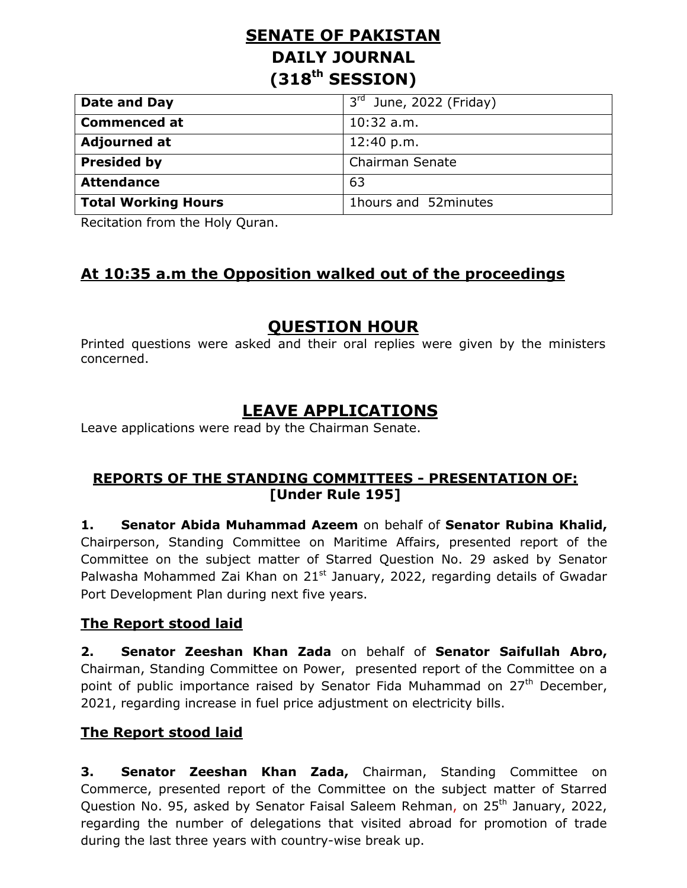# SENATE OF PAKISTAN
# DAILY JOURNAL
# (318th SESSION)

| Date and Day | 3rd June, 2022 (Friday) |
|---|---|
| Commenced at | 10:32 a.m. |
| Adjourned at | 12:40 p.m. |
| Presided by | Chairman Senate |
| Attendance | 63 |
| Total Working Hours | 1hours and 52minutes |

Recitation from the Holy Quran.

## At 10:35 a.m the Opposition walked out of the proceedings

## QUESTION HOUR

Printed questions were asked and their oral replies were given by the ministers concerned.

## LEAVE APPLICATIONS

Leave applications were read by the Chairman Senate.

### REPORTS OF THE STANDING COMMITTEES - PRESENTATION OF: [Under Rule 195]

**1. Senator Abida Muhammad Azeem** on behalf of **Senator Rubina Khalid,** Chairperson, Standing Committee on Maritime Affairs, presented report of the Committee on the subject matter of Starred Question No. 29 asked by Senator Palwasha Mohammed Zai Khan on 21st January, 2022, regarding details of Gwadar Port Development Plan during next five years.

**The Report stood laid**

**2. Senator Zeeshan Khan Zada** on behalf of **Senator Saifullah Abro,** Chairman, Standing Committee on Power, presented report of the Committee on a point of public importance raised by Senator Fida Muhammad on 27th December, 2021, regarding increase in fuel price adjustment on electricity bills.

**The Report stood laid**

**3. Senator Zeeshan Khan Zada,** Chairman, Standing Committee on Commerce, presented report of the Committee on the subject matter of Starred Question No. 95, asked by Senator Faisal Saleem Rehman, on 25th January, 2022, regarding the number of delegations that visited abroad for promotion of trade during the last three years with country-wise break up.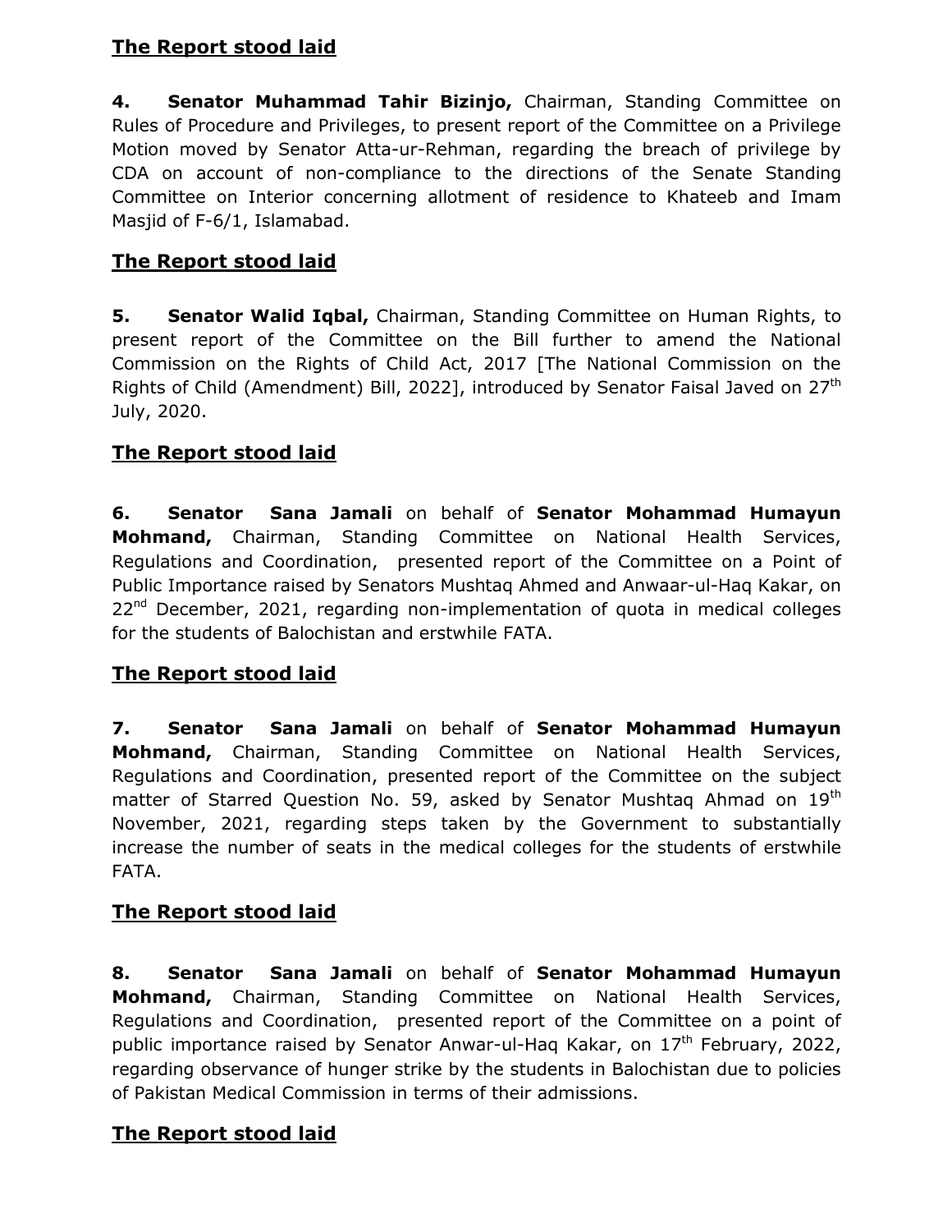**The Report stood laid**

**4. Senator Muhammad Tahir Bizinjo,** Chairman, Standing Committee on Rules of Procedure and Privileges, to present report of the Committee on a Privilege Motion moved by Senator Atta-ur-Rehman, regarding the breach of privilege by CDA on account of non-compliance to the directions of the Senate Standing Committee on Interior concerning allotment of residence to Khateeb and Imam Masjid of F-6/1, Islamabad.

**The Report stood laid**

**5. Senator Walid Iqbal,** Chairman, Standing Committee on Human Rights, to present report of the Committee on the Bill further to amend the National Commission on the Rights of Child Act, 2017 [The National Commission on the Rights of Child (Amendment) Bill, 2022], introduced by Senator Faisal Javed on 27th July, 2020.

**The Report stood laid**

**6. Senator Sana Jamali** on behalf of **Senator Mohammad Humayun Mohmand,** Chairman, Standing Committee on National Health Services, Regulations and Coordination, presented report of the Committee on a Point of Public Importance raised by Senators Mushtaq Ahmed and Anwaar-ul-Haq Kakar, on 22nd December, 2021, regarding non-implementation of quota in medical colleges for the students of Balochistan and erstwhile FATA.

**The Report stood laid**

**7. Senator Sana Jamali** on behalf of **Senator Mohammad Humayun Mohmand,** Chairman, Standing Committee on National Health Services, Regulations and Coordination, presented report of the Committee on the subject matter of Starred Question No. 59, asked by Senator Mushtaq Ahmad on 19th November, 2021, regarding steps taken by the Government to substantially increase the number of seats in the medical colleges for the students of erstwhile FATA.

**The Report stood laid**

**8. Senator Sana Jamali** on behalf of **Senator Mohammad Humayun Mohmand,** Chairman, Standing Committee on National Health Services, Regulations and Coordination, presented report of the Committee on a point of public importance raised by Senator Anwar-ul-Haq Kakar, on 17th February, 2022, regarding observance of hunger strike by the students in Balochistan due to policies of Pakistan Medical Commission in terms of their admissions.

**The Report stood laid**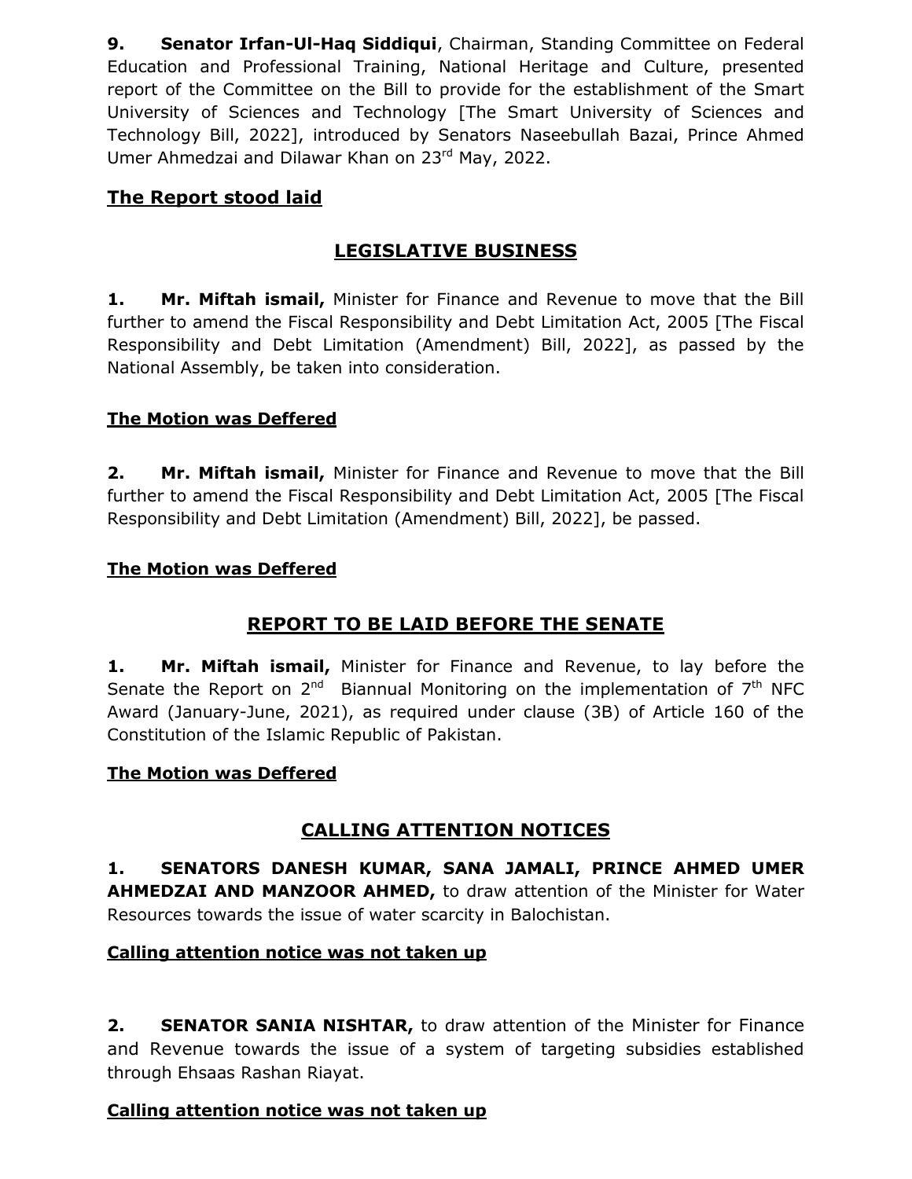**9. Senator Irfan-Ul-Haq Siddiqui**, Chairman, Standing Committee on Federal Education and Professional Training, National Heritage and Culture, presented report of the Committee on the Bill to provide for the establishment of the Smart University of Sciences and Technology [The Smart University of Sciences and Technology Bill, 2022], introduced by Senators Naseebullah Bazai, Prince Ahmed Umer Ahmedzai and Dilawar Khan on 23rd May, 2022.

**The Report stood laid**

## LEGISLATIVE BUSINESS

**1. Mr. Miftah ismail,** Minister for Finance and Revenue to move that the Bill further to amend the Fiscal Responsibility and Debt Limitation Act, 2005 [The Fiscal Responsibility and Debt Limitation (Amendment) Bill, 2022], as passed by the National Assembly, be taken into consideration.

**The Motion was Deffered**

**2. Mr. Miftah ismail,** Minister for Finance and Revenue to move that the Bill further to amend the Fiscal Responsibility and Debt Limitation Act, 2005 [The Fiscal Responsibility and Debt Limitation (Amendment) Bill, 2022], be passed.

**The Motion was Deffered**

## REPORT TO BE LAID BEFORE THE SENATE

**1. Mr. Miftah ismail,** Minister for Finance and Revenue, to lay before the Senate the Report on 2nd Biannual Monitoring on the implementation of 7th NFC Award (January-June, 2021), as required under clause (3B) of Article 160 of the Constitution of the Islamic Republic of Pakistan.

**The Motion was Deffered**

## CALLING ATTENTION NOTICES

**1. SENATORS DANESH KUMAR, SANA JAMALI, PRINCE AHMED UMER AHMEDZAI AND MANZOOR AHMED,** to draw attention of the Minister for Water Resources towards the issue of water scarcity in Balochistan.

**Calling attention notice was not taken up**

**2. SENATOR SANIA NISHTAR,** to draw attention of the Minister for Finance and Revenue towards the issue of a system of targeting subsidies established through Ehsaas Rashan Riayat.

**Calling attention notice was not taken up**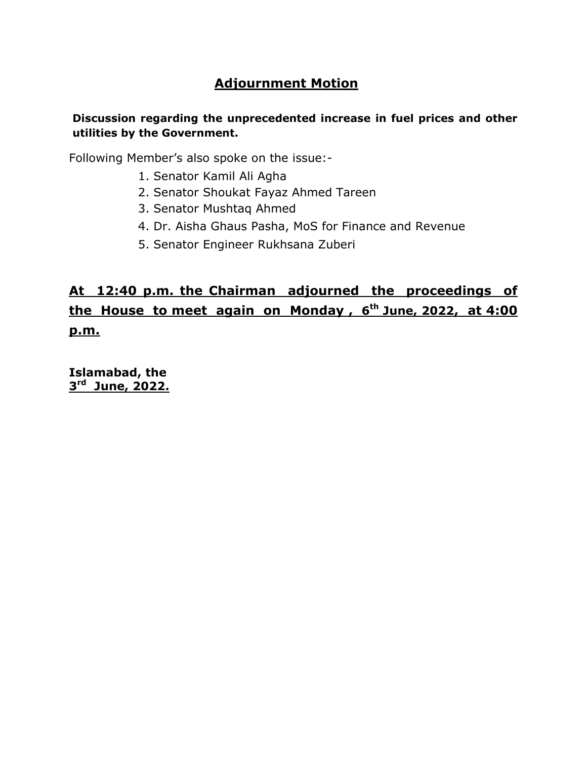## Adjournment Motion

**Discussion regarding the unprecedented increase in fuel prices and other utilities by the Government.**

Following Member's also spoke on the issue:-

1. Senator Kamil Ali Agha
2. Senator Shoukat Fayaz Ahmed Tareen
3. Senator Mushtaq Ahmed
4. Dr. Aisha Ghaus Pasha, MoS for Finance and Revenue
5. Senator Engineer Rukhsana Zuberi

**At 12:40 p.m. the Chairman adjourned the proceedings of the House to meet again on Monday, 6th June, 2022, at 4:00 p.m.**

**Islamabad, the**
**3rd June, 2022.**